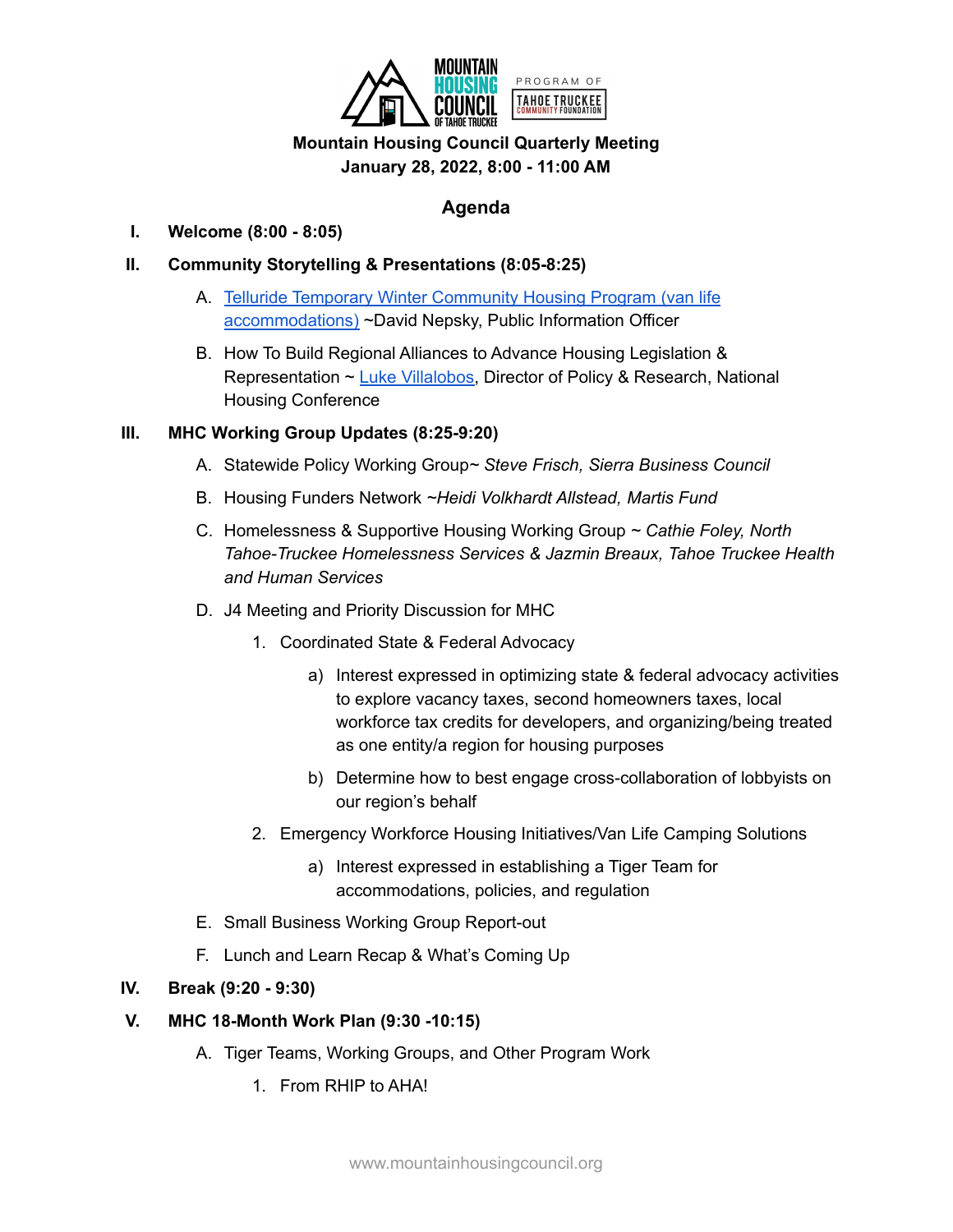# Mountain Housing Council Quarterly Meeting

**January 28, 2022, 8:00 - 11:00 AM**

## Agenda

I. **Welcome (8:00 - 8:05)**

II. **Community Storytelling & Presentations (8:05-8:25)**

   A. Telluride Temporary Winter Community Housing Program (van life accommodations) ~David Nepsky, Public Information Officer

   B. How To Build Regional Alliances to Advance Housing Legislation & Representation ~ Luke Villalobos, Director of Policy & Research, National Housing Conference

III. **MHC Working Group Updates (8:25-9:20)**

   A. Statewide Policy Working Group~ *Steve Frisch, Sierra Business Council*

   B. Housing Funders Network ~*Heidi Volkhardt Allstead, Martis Fund*

   C. Homelessness & Supportive Housing Working Group ~ *Cathie Foley, North Tahoe-Truckee Homelessness Services & Jazmin Breaux, Tahoe Truckee Health and Human Services*

   D. J4 Meeting and Priority Discussion for MHC

      1. Coordinated State & Federal Advocacy

         a) Interest expressed in optimizing state & federal advocacy activities to explore vacancy taxes, second homeowners taxes, local workforce tax credits for developers, and organizing/being treated as one entity/a region for housing purposes

         b) Determine how to best engage cross-collaboration of lobbyists on our region's behalf

      2. Emergency Workforce Housing Initiatives/Van Life Camping Solutions

         a) Interest expressed in establishing a Tiger Team for accommodations, policies, and regulation

   E. Small Business Working Group Report-out

   F. Lunch and Learn Recap & What's Coming Up

IV. **Break (9:20 - 9:30)**

V. **MHC 18-Month Work Plan (9:30 -10:15)**

   A. Tiger Teams, Working Groups, and Other Program Work

      1. From RHIP to AHA!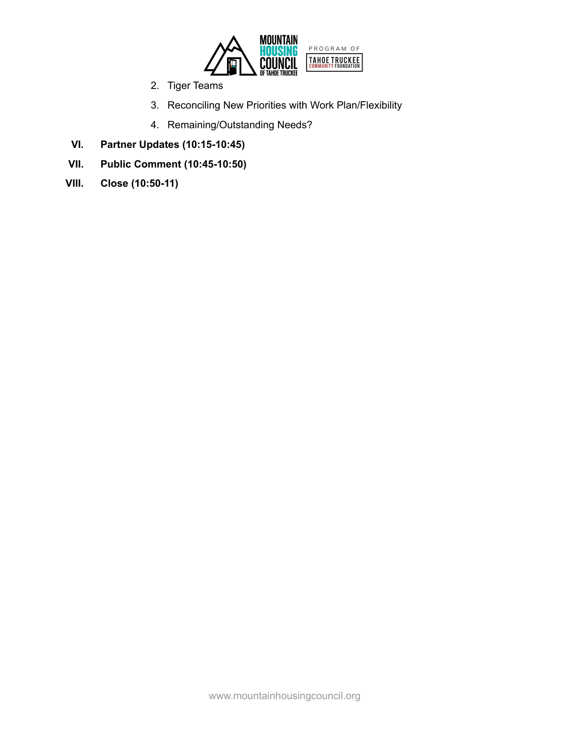2. Tiger Teams
3. Reconciling New Priorities with Work Plan/Flexibility
4. Remaining/Outstanding Needs?

**VI. Partner Updates (10:15-10:45)**

**VII. Public Comment (10:45-10:50)**

**VIII. Close (10:50-11)**